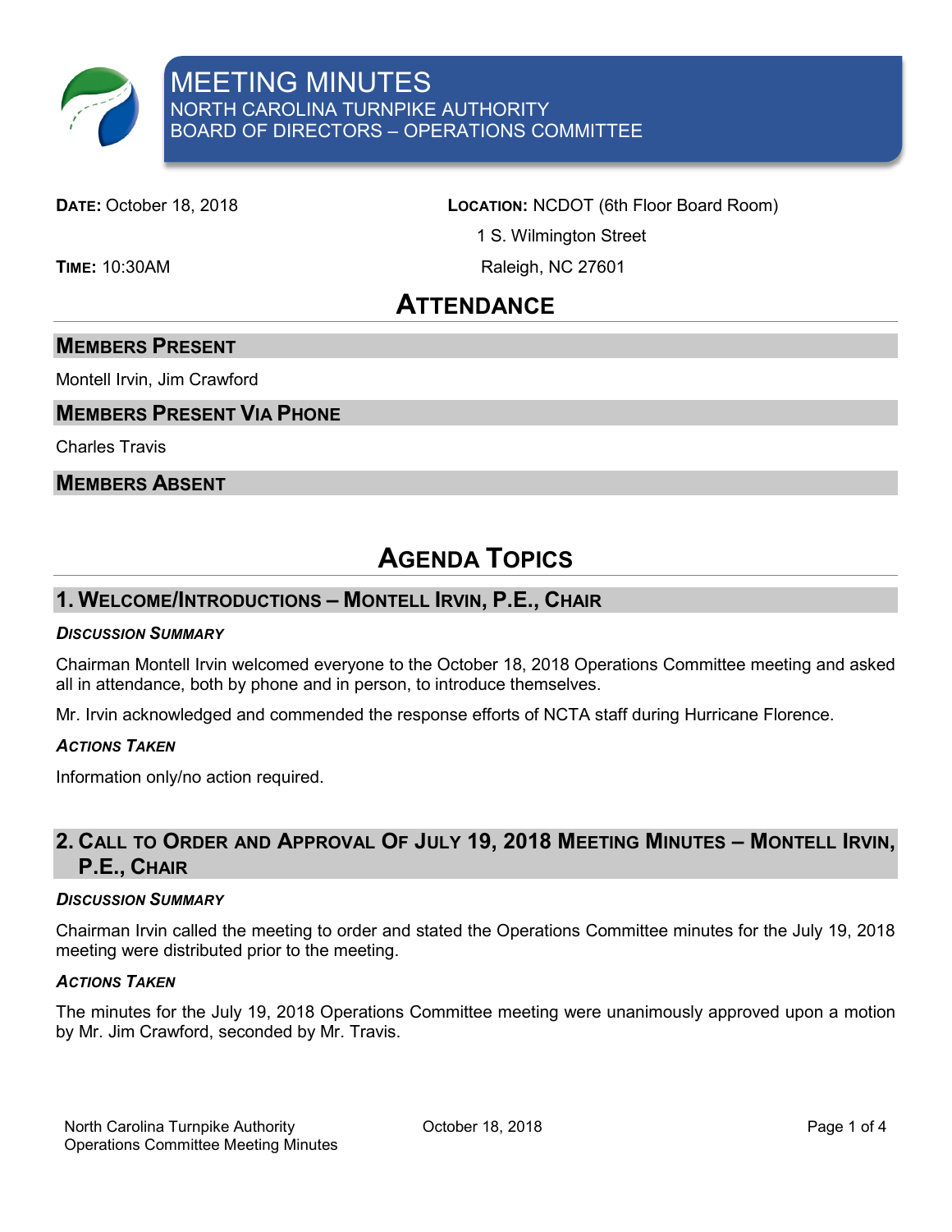# MEETING MINUTES

## NORTH CAROLINA TURNPIKE AUTHORITY
## BOARD OF DIRECTORS – OPERATIONS COMMITTEE

**DATE:** October 18, 2018

**TIME:** 10:30AM

**LOCATION:** NCDOT (6th Floor Board Room)
1 S. Wilmington Street
Raleigh, NC 27601

# ATTENDANCE

## MEMBERS PRESENT

Montell Irvin, Jim Crawford

## MEMBERS PRESENT VIA PHONE

Charles Travis

## MEMBERS ABSENT

# AGENDA TOPICS

## 1. WELCOME/INTRODUCTIONS – MONTELL IRVIN, P.E., CHAIR

### *DISCUSSION SUMMARY*

Chairman Montell Irvin welcomed everyone to the October 18, 2018 Operations Committee meeting and asked all in attendance, both by phone and in person, to introduce themselves.

Mr. Irvin acknowledged and commended the response efforts of NCTA staff during Hurricane Florence.

### *ACTIONS TAKEN*

Information only/no action required.

## 2. CALL TO ORDER AND APPROVAL OF JULY 19, 2018 MEETING MINUTES – MONTELL IRVIN, P.E., CHAIR

### *DISCUSSION SUMMARY*

Chairman Irvin called the meeting to order and stated the Operations Committee minutes for the July 19, 2018 meeting were distributed prior to the meeting.

### *ACTIONS TAKEN*

The minutes for the July 19, 2018 Operations Committee meeting were unanimously approved upon a motion by Mr. Jim Crawford, seconded by Mr. Travis.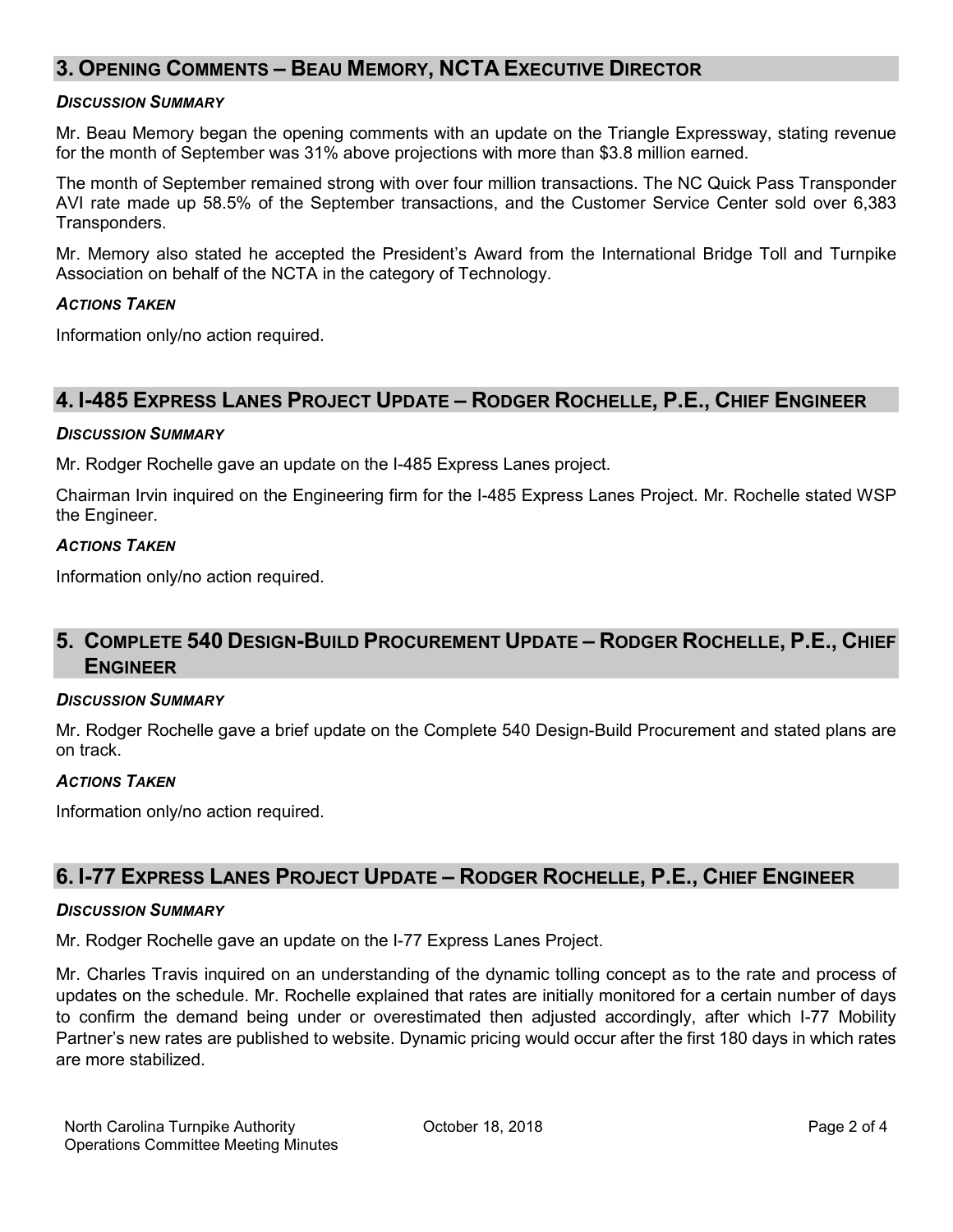## 3. Opening Comments – Beau Memory, NCTA Executive Director

***Discussion Summary***

Mr. Beau Memory began the opening comments with an update on the Triangle Expressway, stating revenue for the month of September was 31% above projections with more than $3.8 million earned.

The month of September remained strong with over four million transactions. The NC Quick Pass Transponder AVI rate made up 58.5% of the September transactions, and the Customer Service Center sold over 6,383 Transponders.

Mr. Memory also stated he accepted the President's Award from the International Bridge Toll and Turnpike Association on behalf of the NCTA in the category of Technology.

***Actions Taken***

Information only/no action required.

## 4. I-485 Express Lanes Project Update – Rodger Rochelle, P.E., Chief Engineer

***Discussion Summary***

Mr. Rodger Rochelle gave an update on the I-485 Express Lanes project.

Chairman Irvin inquired on the Engineering firm for the I-485 Express Lanes Project. Mr. Rochelle stated WSP the Engineer.

***Actions Taken***

Information only/no action required.

## 5. Complete 540 Design-Build Procurement Update – Rodger Rochelle, P.E., Chief Engineer

***Discussion Summary***

Mr. Rodger Rochelle gave a brief update on the Complete 540 Design-Build Procurement and stated plans are on track.

***Actions Taken***

Information only/no action required.

## 6. I-77 Express Lanes Project Update – Rodger Rochelle, P.E., Chief Engineer

***Discussion Summary***

Mr. Rodger Rochelle gave an update on the I-77 Express Lanes Project.

Mr. Charles Travis inquired on an understanding of the dynamic tolling concept as to the rate and process of updates on the schedule. Mr. Rochelle explained that rates are initially monitored for a certain number of days to confirm the demand being under or overestimated then adjusted accordingly, after which I-77 Mobility Partner's new rates are published to website. Dynamic pricing would occur after the first 180 days in which rates are more stabilized.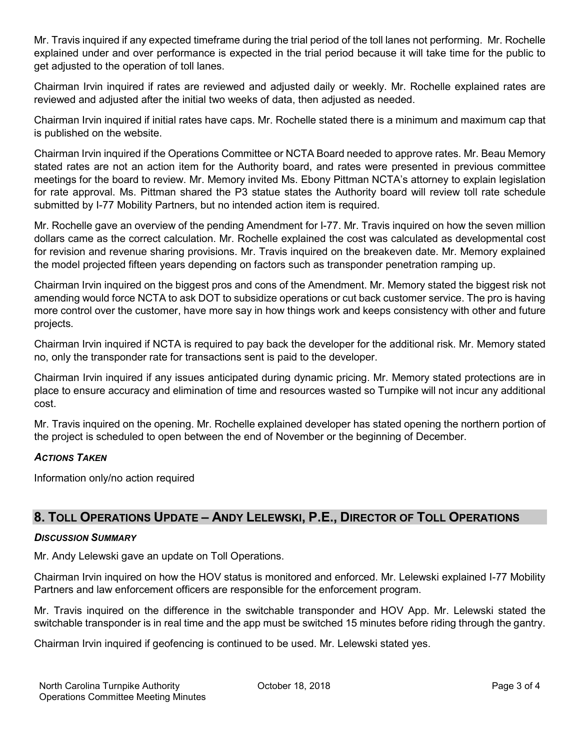Mr. Travis inquired if any expected timeframe during the trial period of the toll lanes not performing. Mr. Rochelle explained under and over performance is expected in the trial period because it will take time for the public to get adjusted to the operation of toll lanes.

Chairman Irvin inquired if rates are reviewed and adjusted daily or weekly. Mr. Rochelle explained rates are reviewed and adjusted after the initial two weeks of data, then adjusted as needed.

Chairman Irvin inquired if initial rates have caps. Mr. Rochelle stated there is a minimum and maximum cap that is published on the website.

Chairman Irvin inquired if the Operations Committee or NCTA Board needed to approve rates. Mr. Beau Memory stated rates are not an action item for the Authority board, and rates were presented in previous committee meetings for the board to review. Mr. Memory invited Ms. Ebony Pittman NCTA's attorney to explain legislation for rate approval. Ms. Pittman shared the P3 statue states the Authority board will review toll rate schedule submitted by I-77 Mobility Partners, but no intended action item is required.

Mr. Rochelle gave an overview of the pending Amendment for I-77. Mr. Travis inquired on how the seven million dollars came as the correct calculation. Mr. Rochelle explained the cost was calculated as developmental cost for revision and revenue sharing provisions. Mr. Travis inquired on the breakeven date. Mr. Memory explained the model projected fifteen years depending on factors such as transponder penetration ramping up.

Chairman Irvin inquired on the biggest pros and cons of the Amendment. Mr. Memory stated the biggest risk not amending would force NCTA to ask DOT to subsidize operations or cut back customer service. The pro is having more control over the customer, have more say in how things work and keeps consistency with other and future projects.

Chairman Irvin inquired if NCTA is required to pay back the developer for the additional risk. Mr. Memory stated no, only the transponder rate for transactions sent is paid to the developer.

Chairman Irvin inquired if any issues anticipated during dynamic pricing. Mr. Memory stated protections are in place to ensure accuracy and elimination of time and resources wasted so Turnpike will not incur any additional cost.

Mr. Travis inquired on the opening. Mr. Rochelle explained developer has stated opening the northern portion of the project is scheduled to open between the end of November or the beginning of December.

### *Actions Taken*

Information only/no action required

## 8. Toll Operations Update – Andy Lelewski, P.E., Director of Toll Operations

### *Discussion Summary*

Mr. Andy Lelewski gave an update on Toll Operations.

Chairman Irvin inquired on how the HOV status is monitored and enforced. Mr. Lelewski explained I-77 Mobility Partners and law enforcement officers are responsible for the enforcement program.

Mr. Travis inquired on the difference in the switchable transponder and HOV App. Mr. Lelewski stated the switchable transponder is in real time and the app must be switched 15 minutes before riding through the gantry.

Chairman Irvin inquired if geofencing is continued to be used. Mr. Lelewski stated yes.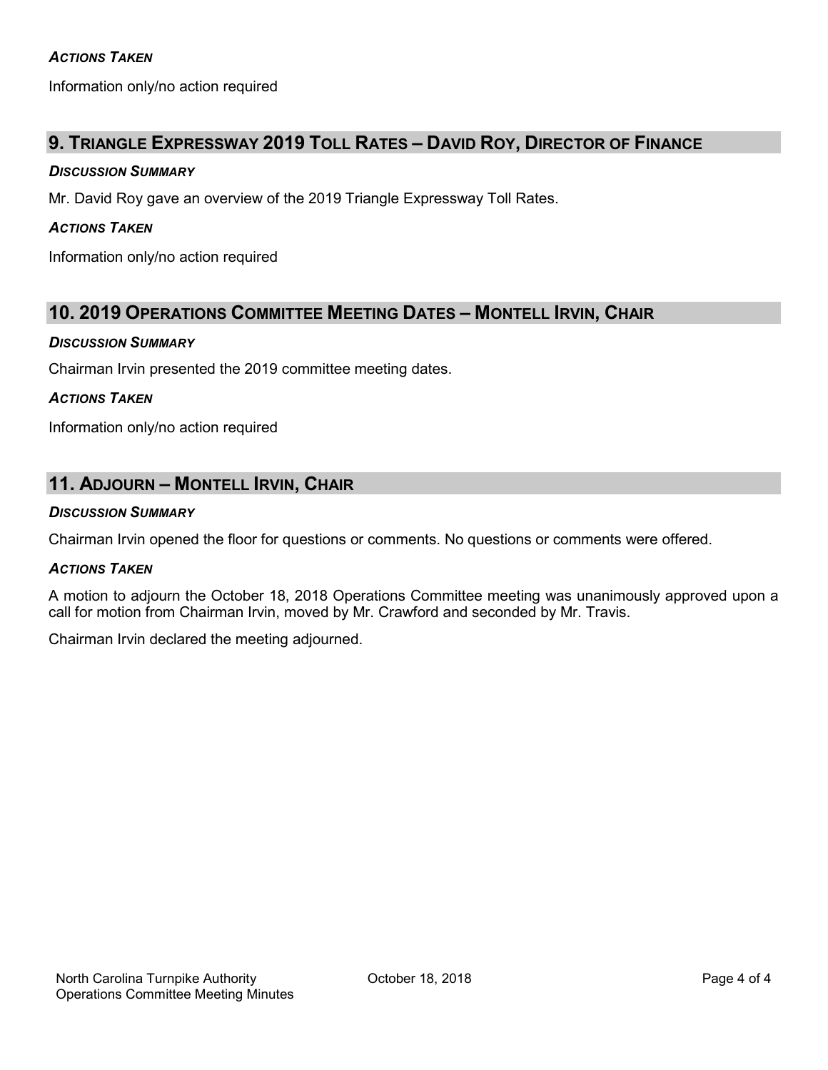***Actions Taken***

Information only/no action required

## 9. Triangle Expressway 2019 Toll Rates – David Roy, Director of Finance

***Discussion Summary***

Mr. David Roy gave an overview of the 2019 Triangle Expressway Toll Rates.

***Actions Taken***

Information only/no action required

## 10. 2019 Operations Committee Meeting Dates – Montell Irvin, Chair

***Discussion Summary***

Chairman Irvin presented the 2019 committee meeting dates.

***Actions Taken***

Information only/no action required

## 11. Adjourn – Montell Irvin, Chair

***Discussion Summary***

Chairman Irvin opened the floor for questions or comments. No questions or comments were offered.

***Actions Taken***

A motion to adjourn the October 18, 2018 Operations Committee meeting was unanimously approved upon a call for motion from Chairman Irvin, moved by Mr. Crawford and seconded by Mr. Travis.

Chairman Irvin declared the meeting adjourned.